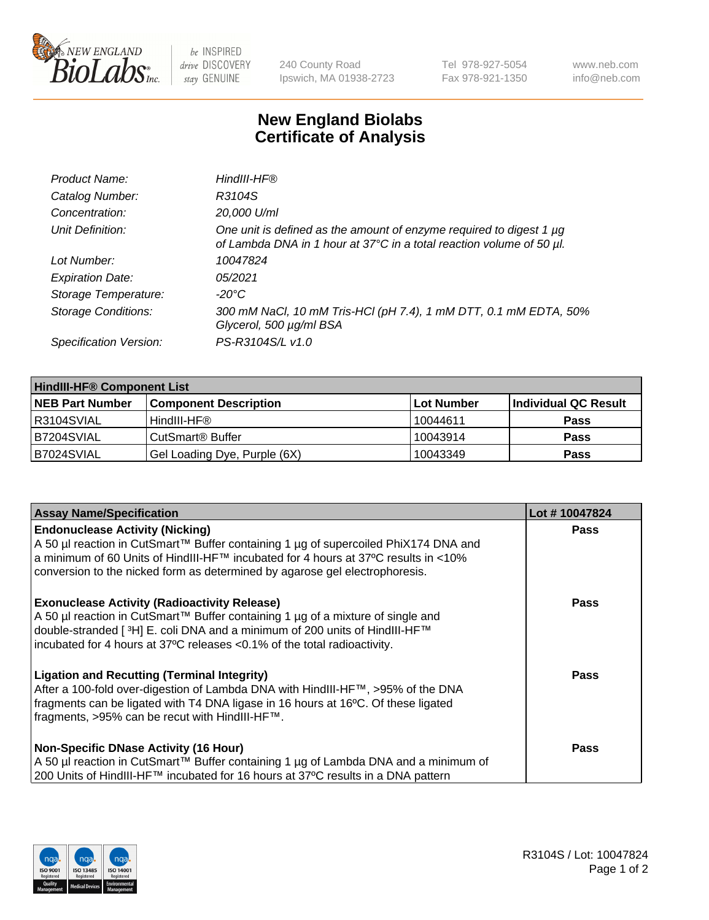# New England Biolabs
# Certificate of Analysis

| | |
|---|---|
| *Product Name:* | *HindIII-HF®* |
| *Catalog Number:* | *R3104S* |
| *Concentration:* | *20,000 U/ml* |
| *Unit Definition:* | *One unit is defined as the amount of enzyme required to digest 1 µg of Lambda DNA in 1 hour at 37°C in a total reaction volume of 50 µl.* |
| *Lot Number:* | *10047824* |
| *Expiration Date:* | *05/2021* |
| *Storage Temperature:* | *-20°C* |
| *Storage Conditions:* | *300 mM NaCl, 10 mM Tris-HCl (pH 7.4), 1 mM DTT, 0.1 mM EDTA, 50% Glycerol, 500 µg/ml BSA* |
| *Specification Version:* | *PS-R3104S/L v1.0* |

| **HindIII-HF® Component List** | | | |
|---|---|---|---|
| **NEB Part Number** | **Component Description** | **Lot Number** | **Individual QC Result** |
| R3104SVIAL | HindIII-HF® | 10044611 | **Pass** |
| B7204SVIAL | CutSmart® Buffer | 10043914 | **Pass** |
| B7024SVIAL | Gel Loading Dye, Purple (6X) | 10043349 | **Pass** |

| **Assay Name/Specification** | **Lot # 10047824** |
|---|---|
| **Endonuclease Activity (Nicking)**<br>A 50 µl reaction in CutSmart™ Buffer containing 1 µg of supercoiled PhiX174 DNA and a minimum of 60 Units of HindIII-HF™ incubated for 4 hours at 37ºC results in <10% conversion to the nicked form as determined by agarose gel electrophoresis. | **Pass** |
| **Exonuclease Activity (Radioactivity Release)**<br>A 50 µl reaction in CutSmart™ Buffer containing 1 µg of a mixture of single and double-stranded [ $^{3}$H] E. coli DNA and a minimum of 200 units of HindIII-HF™ incubated for 4 hours at 37ºC releases <0.1% of the total radioactivity. | **Pass** |
| **Ligation and Recutting (Terminal Integrity)**<br>After a 100-fold over-digestion of Lambda DNA with HindIII-HF™, >95% of the DNA fragments can be ligated with T4 DNA ligase in 16 hours at 16ºC. Of these ligated fragments, >95% can be recut with HindIII-HF™. | **Pass** |
| **Non-Specific DNase Activity (16 Hour)**<br>A 50 µl reaction in CutSmart™ Buffer containing 1 µg of Lambda DNA and a minimum of 200 Units of HindIII-HF™ incubated for 16 hours at 37ºC results in a DNA pattern | **Pass** |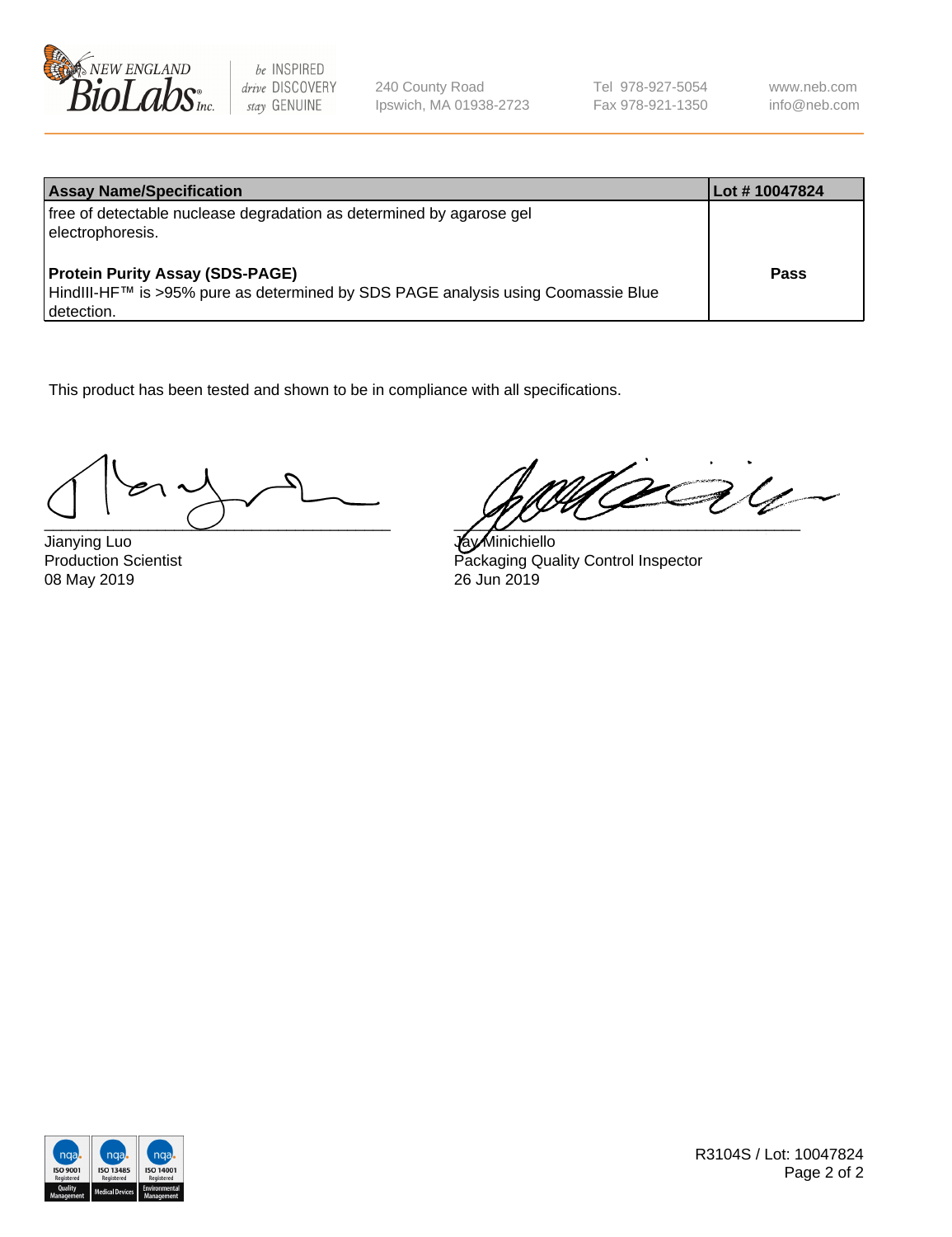| Assay Name/Specification | Lot # 10047824 |
| --- | --- |
| free of detectable nuclease degradation as determined by agarose gel electrophoresis. | |
| **Protein Purity Assay (SDS-PAGE)** HindIII-HF™ is >95% pure as determined by SDS PAGE analysis using Coomassie Blue detection. | **Pass** |

This product has been tested and shown to be in compliance with all specifications.

Jianying Luo
Production Scientist
08 May 2019

Jay Minichiello
Packaging Quality Control Inspector
26 Jun 2019

R3104S / Lot: 10047824